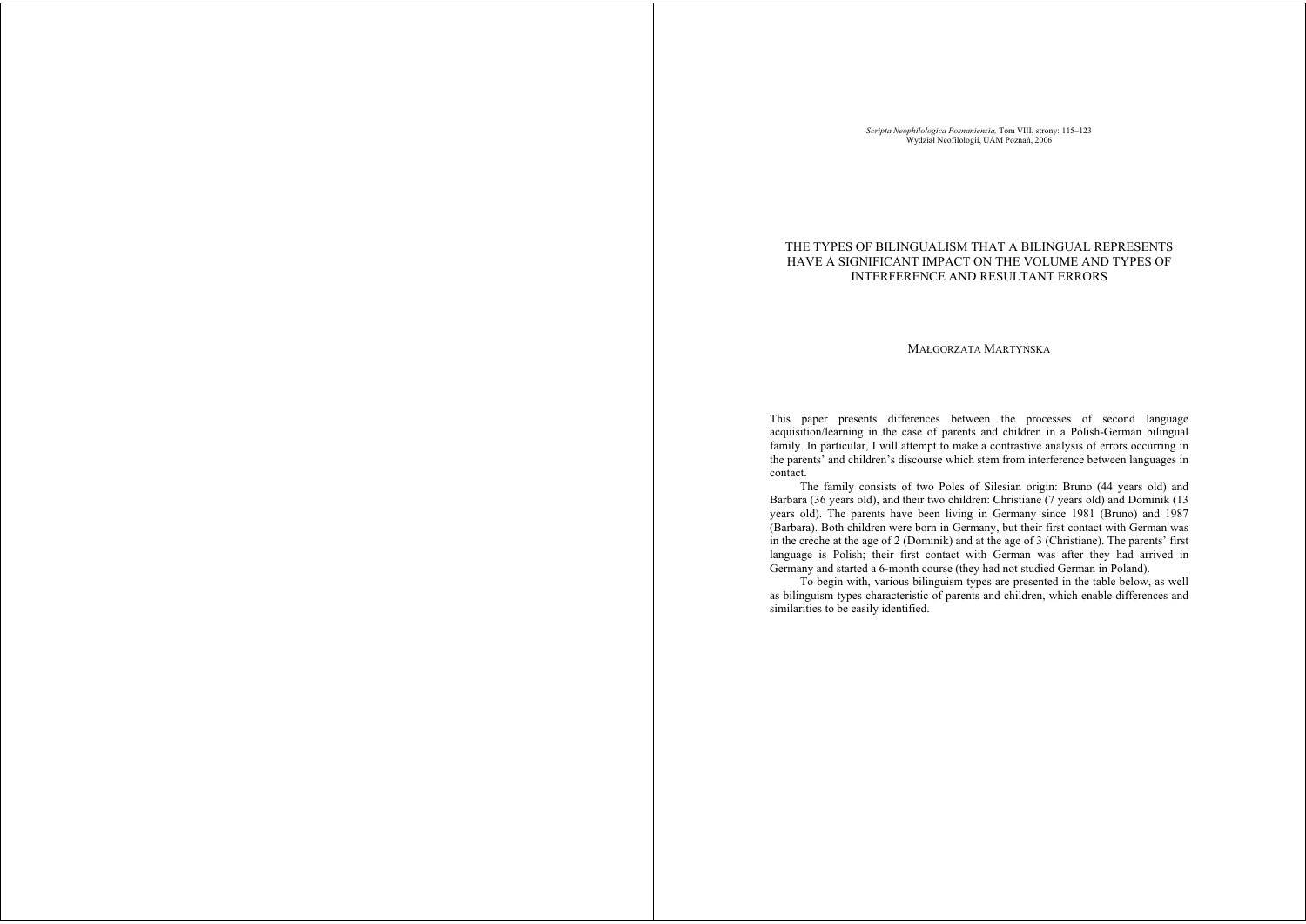# THE TYPES OF BILINGUALISM THAT A BILINGUAL REPRESENTS HAVE A SIGNIFICANT IMPACT ON THE VOLUME AND TYPES OF INTERFERENCE AND RESULTANT ERRORS

MAŁGORZATA MARTYŃSKA

This paper presents differences between the processes of second language acquisition/learning in the case of parents and children in a Polish-German bilingual family. In particular, I will attempt to make a contrastive analysis of errors occurring in the parents' and children's discourse which stem from interference between languages in contact.

The family consists of two Poles of Silesian origin: Bruno (44 years old) and Barbara (36 years old), and their two children: Christiane (7 years old) and Dominik (13 years old). The parents have been living in Germany since 1981 (Bruno) and 1987 (Barbara). Both children were born in Germany, but their first contact with German was in the crèche at the age of 2 (Dominik) and at the age of 3 (Christiane). The parents' first language is Polish; their first contact with German was after they had arrived in Germany and started a 6-month course (they had not studied German in Poland).

To begin with, various bilinguism types are presented in the table below, as well as bilinguism types characteristic of parents and children, which enable differences and similarities to be easily identified.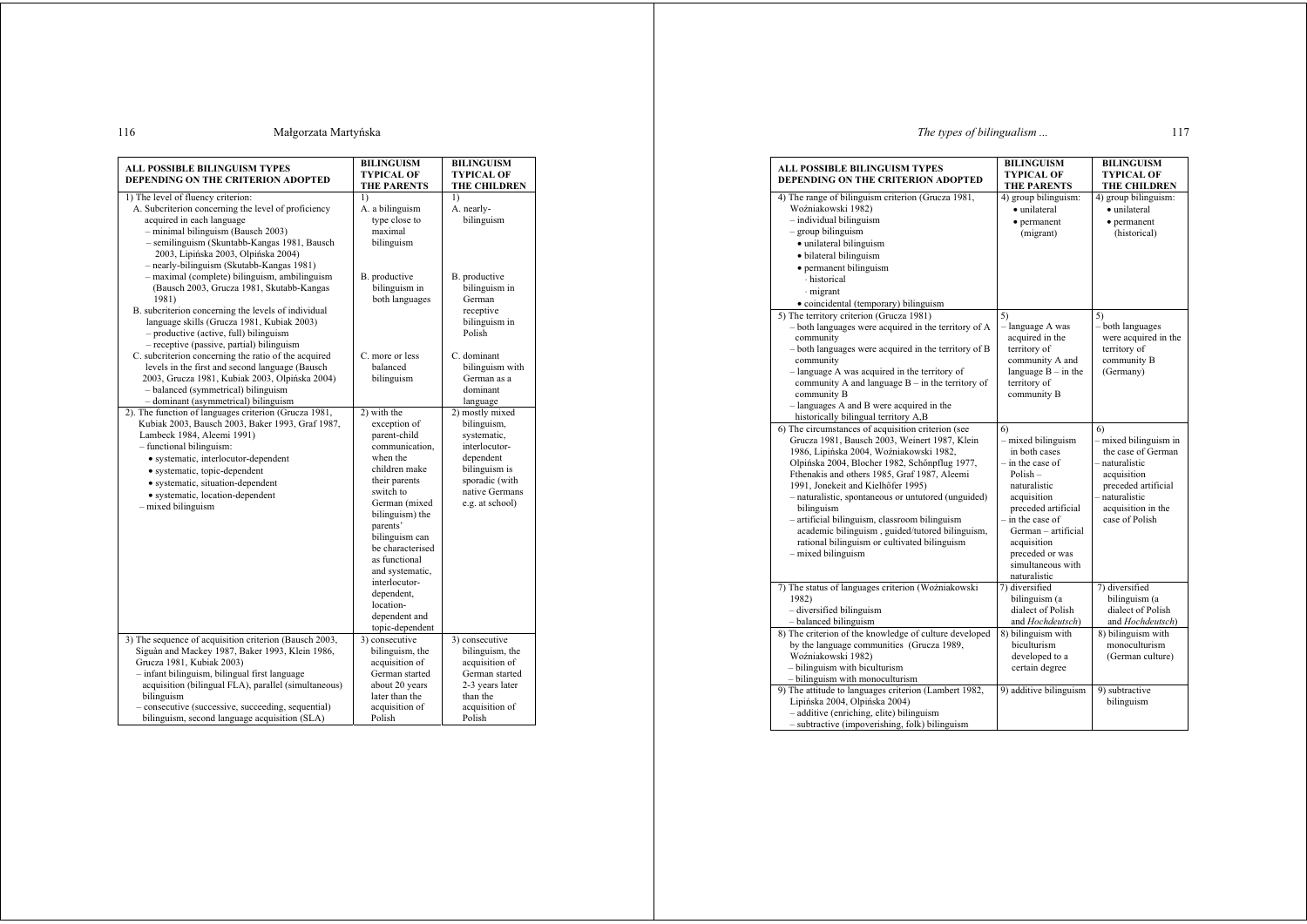| ALL POSSIBLE BILINGUISM TYPES DEPENDING ON THE CRITERION ADOPTED | BILINGUISM TYPICAL OF THE PARENTS | BILINGUISM TYPICAL OF THE CHILDREN |
|---|---|---|
| 1) The level of fluency criterion:<br>A. Subcriterion concerning the level of proficiency acquired in each language<br>– minimal bilinguism (Bausch 2003)<br>– semilinguism (Skuntabb-Kangas 1981, Bausch 2003, Lipińska 2003, Olpińska 2004)<br>– nearly-bilinguism (Skutabb-Kangas 1981)<br>– maximal (complete) bilinguism, ambilinguism (Bausch 2003, Grucza 1981, Skutabb-Kangas 1981)<br>B. subcriterion concerning the levels of individual language skills (Grucza 1981, Kubiak 2003)<br>– productive (active, full) bilinguism<br>– receptive (passive, partial) bilinguism<br>C. subcriterion concerning the ratio of the acquired levels in the first and second language (Bausch 2003, Grucza 1981, Kubiak 2003, Olpińska 2004)<br>– balanced (symmetrical) bilinguism<br>– dominant (asymmetrical) bilinguism | 1)<br>A. a bilinguism type close to maximal bilinguism<br>B. productive bilinguism in both languages<br>C. more or less balanced bilinguism | 1)<br>A. nearly-bilinguism<br>B. productive bilinguism in German receptive bilinguism in Polish<br>C. dominant bilinguism with German as a dominant language |
| 2). The function of languages criterion (Grucza 1981, Kubiak 2003, Bausch 2003, Baker 1993, Graf 1987, Lambeck 1984, Aleemi 1991)<br>– functional bilinguism:<br>• systematic, interlocutor-dependent<br>• systematic, topic-dependent<br>• systematic, situation-dependent<br>• systematic, location-dependent<br>– mixed bilinguism | 2) with the exception of parent-child communication, when the children make their parents switch to German (mixed bilinguism) the parents' bilinguism can be characterised as functional and systematic, interlocutor-dependent, location-dependent and topic-dependent | 2) mostly mixed bilinguism, systematic, interlocutor-dependent bilinguism is sporadic (with native Germans e.g. at school) |
| 3) The sequence of acquisition criterion (Bausch 2003, Siguàn and Mackey 1987, Baker 1993, Klein 1986, Grucza 1981, Kubiak 2003)<br>– infant bilinguism, bilingual first language acquisition (bilingual FLA), parallel (simultaneous) bilinguism<br>– consecutive (successive, succeeding, sequential) bilinguism, second language acquisition (SLA) | 3) consecutive bilinguism, the acquisition of German started about 20 years later than the acquisition of Polish | 3) consecutive bilinguism, the acquisition of German started 2-3 years later than the acquisition of Polish |
| 4) The range of bilinguism criterion (Grucza 1981, Woźniakowski 1982)<br>– individual bilinguism<br>– group bilinguism<br>• unilateral bilinguism<br>• bilateral bilinguism<br>• permanent bilinguism<br>· historical<br>· migrant<br>• coincidental (temporary) bilinguism | 4) group bilinguism:<br>• unilateral<br>• permanent (migrant) | 4) group bilinguism:<br>• unilateral<br>• permanent (historical) |
| 5) The territory criterion (Grucza 1981)<br>– both languages were acquired in the territory of A community<br>– both languages were acquired in the territory of B community<br>– language A was acquired in the territory of community A and language B – in the territory of community B<br>– languages A and B were acquired in the historically bilingual territory A,B | 5)<br>– language A was acquired in the territory of community A and language B – in the territory of community B | 5)<br>– both languages were acquired in the territory of community B (Germany) |
| 6) The circumstances of acquisition criterion (see Grucza 1981, Bausch 2003, Weinert 1987, Klein 1986, Lipińska 2004, Woźniakowski 1982, Olpińska 2004, Blocher 1982, Schönpflug 1977, Fthenakis and others 1985, Graf 1987, Aleemi 1991, Jonekeit and Kielhöfer 1995)<br>– naturalistic, spontaneous or untutored (unguided) bilinguism<br>– artificial bilinguism, classroom bilinguism academic bilinguism , guided/tutored bilinguism, rational bilinguism or cultivated bilinguism<br>– mixed bilinguism | 6)<br>– mixed bilinguism in both cases<br>– in the case of Polish – naturalistic acquisition preceded artificial<br>– in the case of German – artificial acquisition preceded or was simultaneous with naturalistic | 6)<br>– mixed bilinguism in the case of German<br>– naturalistic acquisition preceded artificial<br>– naturalistic acquisition in the case of Polish |
| 7) The status of languages criterion (Woźniakowski 1982)<br>– diversified bilinguism<br>– balanced bilinguism | 7) diversified bilinguism (a dialect of Polish and *Hochdeutsch*) | 7) diversified bilinguism (a dialect of Polish and *Hochdeutsch*) |
| 8) The criterion of the knowledge of culture developed by the language communities (Grucza 1989, Woźniakowski 1982)<br>– bilinguism with biculturism<br>– bilinguism with monoculturism | 8) bilinguism with biculturism developed to a certain degree | 8) bilinguism with monoculturism (German culture) |
| 9) The attitude to languages criterion (Lambert 1982, Lipińska 2004, Olpińska 2004)<br>– additive (enriching, elite) bilinguism<br>– subtractive (impoverishing, folk) bilinguism | 9) additive bilinguism | 9) subtractive bilinguism |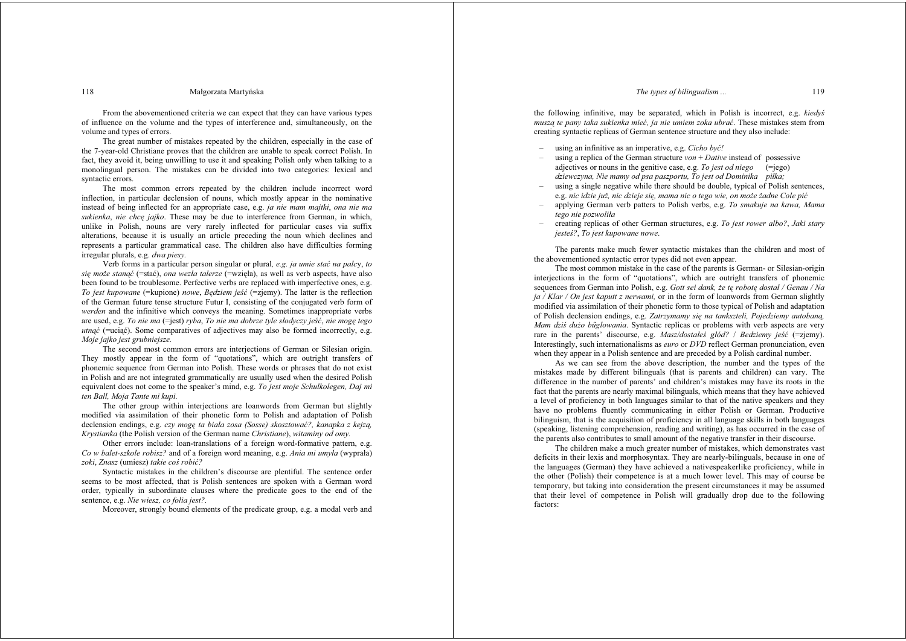From the abovementioned criteria we can expect that they can have various types of influence on the volume and the types of interference and, simultaneously, on the volume and types of errors.

The great number of mistakes repeated by the children, especially in the case of the 7-year-old Christiane proves that the children are unable to speak correct Polish. In fact, they avoid it, being unwilling to use it and speaking Polish only when talking to a monolingual person. The mistakes can be divided into two categories: lexical and syntactic errors.

The most common errors repeated by the children include incorrect word inflection, in particular declension of nouns, which mostly appear in the nominative instead of being inflected for an appropriate case, e.g. *ja nie mam majtki*, *ona nie ma sukienka*, *nie chcę jajko*. These may be due to interference from German, in which, unlike in Polish, nouns are very rarely inflected for particular cases via suffix alterations, because it is usually an article preceding the noun which declines and represents a particular grammatical case. The children also have difficulties forming irregular plurals, e.g. *dwa piesy.*

Verb forms in a particular person singular or plural, *e.g. ja umie stać na palc*y, *to się może stanąć* (=stać), *ona wezła talerze* (=wzięła), as well as verb aspects, have also been found to be troublesome. Perfective verbs are replaced with imperfective ones, e.g. *To jest kupowane* (=kupione) *nowe*, *Będziem jeść* (=zjemy). The latter is the reflection of the German future tense structure Futur I, consisting of the conjugated verb form of *werden* and the infinitive which conveys the meaning. Sometimes inappropriate verbs are used, e.g. *To nie ma* (=jest) *ryba*, *To nie ma dobrze tyle słodyczy jeść*, *nie mogę tego utnąć* (=uciąć). Some comparatives of adjectives may also be formed incorrectly, e.g. *Moje jajko jest grubniejsze.*

The second most common errors are interjections of German or Silesian origin. They mostly appear in the form of "quotations", which are outright transfers of phonemic sequence from German into Polish. These words or phrases that do not exist in Polish and are not integrated grammatically are usually used when the desired Polish equivalent does not come to the speaker's mind, e.g. *To jest moje Schulkolegen, Daj mi ten Ball, Moja Tante mi kupi.*

The other group within interjections are loanwords from German but slightly modified via assimilation of their phonetic form to Polish and adaptation of Polish declension endings, e.g. *czy mogę ta biała zosa (Sosse) skosztować?, kanapka z kejzą, Krystianka* (the Polish version of the German name *Christiane*), *witaminy od omy.*

Other errors include: loan-translations of a foreign word-formative pattern, e.g. *Co w balet-szkole robisz?* and of a foreign word meaning, e.g. *Ania mi umyła* (wyprała) *zoki*, *Znasz* (umiesz) *takie coś robić?*

Syntactic mistakes in the children's discourse are plentiful. The sentence order seems to be most affected, that is Polish sentences are spoken with a German word order, typically in subordinate clauses where the predicate goes to the end of the sentence, e.g. *Nie wiesz, co folia jest?.*

Moreover, strongly bound elements of the predicate group, e.g. a modal verb and the following infinitive, may be separated, which in Polish is incorrect, e.g. *kiedyś muszą te pany taka sukienka mieć, ja nie umiem zoka ubrać*. These mistakes stem from creating syntactic replicas of German sentence structure and they also include:

- using an infinitive as an imperative, e.g. *Cicho być!*
- using a replica of the German structure *von* + *Dative* instead of possessive adjectives or nouns in the genitive case, e.g. *To jest od niego* (=jego) *dziewczyna, Nie mamy od psa paszportu, To jest od Dominika piłka;*
- using a single negative while there should be double, typical of Polish sentences, e.g. *nic idzie już, nic dzieje się, mama nic o tego wie, on może żadne Cole pić*
- applying German verb patters to Polish verbs, e.g. *To smakuje na kawa, Mama tego nie pozwoliła*
- creating replicas of other German structures, e.g. *To jest rower albo?*, *Jaki stary jesteś?*, *To jest kupowane nowe*.

The parents make much fewer syntactic mistakes than the children and most of the abovementioned syntactic error types did not even appear.

The most common mistake in the case of the parents is German- or Silesian-origin interjections in the form of "quotations", which are outright transfers of phonemic sequences from German into Polish, e.g. *Gott sei dank, że tę robotę dostał / Genau / Na ja / Klar / On jest kaputt z nerwami,* or in the form of loanwords from German slightly modified via assimilation of their phonetic form to those typical of Polish and adaptation of Polish declension endings, e.g. *Zatrzymamy się na tanksztelі, Pojedziemy autobaną, Mam dziś dużo bűglowania*. Syntactic replicas or problems with verb aspects are very rare in the parents' discourse, e.g. *Masz/dostałeś głód?* / *Bedziemy jeść* (=zjemy). Interestingly, such internationalisms as *euro* or *DVD* reflect German pronunciation, even when they appear in a Polish sentence and are preceded by a Polish cardinal number.

As we can see from the above description, the number and the types of the mistakes made by different bilinguals (that is parents and children) can vary. The difference in the number of parents' and children's mistakes may have its roots in the fact that the parents are nearly maximal bilinguals, which means that they have achieved a level of proficiency in both languages similar to that of the native speakers and they have no problems fluently communicating in either Polish or German. Productive bilinguism, that is the acquisition of proficiency in all language skills in both languages (speaking, listening comprehension, reading and writing), as has occurred in the case of the parents also contributes to small amount of the negative transfer in their discourse.

The children make a much greater number of mistakes, which demonstrates vast deficits in their lexis and morphosyntax. They are nearly-bilinguals, because in one of the languages (German) they have achieved a nativespeakerlike proficiency, while in the other (Polish) their competence is at a much lower level. This may of course be temporary, but taking into consideration the present circumstances it may be assumed that their level of competence in Polish will gradually drop due to the following factors: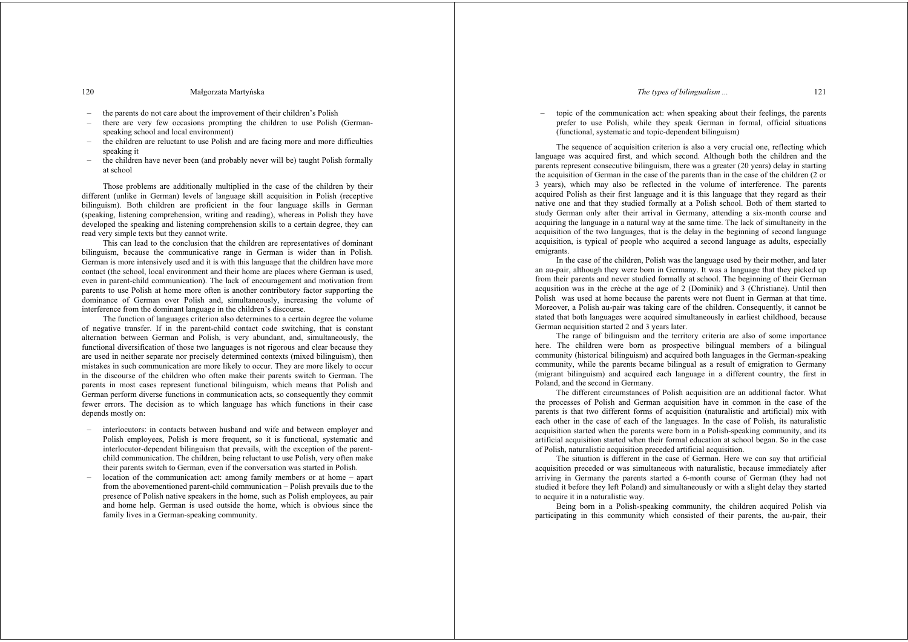– the parents do not care about the improvement of their children's Polish
– there are very few occasions prompting the children to use Polish (German-speaking school and local environment)
– the children are reluctant to use Polish and are facing more and more difficulties speaking it
– the children have never been (and probably never will be) taught Polish formally at school

Those problems are additionally multiplied in the case of the children by their different (unlike in German) levels of language skill acquisition in Polish (receptive bilinguism). Both children are proficient in the four language skills in German (speaking, listening comprehension, writing and reading), whereas in Polish they have developed the speaking and listening comprehension skills to a certain degree, they can read very simple texts but they cannot write.

This can lead to the conclusion that the children are representatives of dominant bilinguism, because the communicative range in German is wider than in Polish. German is more intensively used and it is with this language that the children have more contact (the school, local environment and their home are places where German is used, even in parent-child communication). The lack of encouragement and motivation from parents to use Polish at home more often is another contributory factor supporting the dominance of German over Polish and, simultaneously, increasing the volume of interference from the dominant language in the children's discourse.

The function of languages criterion also determines to a certain degree the volume of negative transfer. If in the parent-child contact code switching, that is constant alternation between German and Polish, is very abundant, and, simultaneously, the functional diversification of those two languages is not rigorous and clear because they are used in neither separate nor precisely determined contexts (mixed bilinguism), then mistakes in such communication are more likely to occur. They are more likely to occur in the discourse of the children who often make their parents switch to German. The parents in most cases represent functional bilinguism, which means that Polish and German perform diverse functions in communication acts, so consequently they commit fewer errors. The decision as to which language has which functions in their case depends mostly on:

– interlocutors: in contacts between husband and wife and between employer and Polish employees, Polish is more frequent, so it is functional, systematic and interlocutor-dependent bilinguism that prevails, with the exception of the parent-child communication. The children, being reluctant to use Polish, very often make their parents switch to German, even if the conversation was started in Polish.
– location of the communication act: among family members or at home – apart from the abovementioned parent-child communication – Polish prevails due to the presence of Polish native speakers in the home, such as Polish employees, au pair and home help. German is used outside the home, which is obvious since the family lives in a German-speaking community.
– topic of the communication act: when speaking about their feelings, the parents prefer to use Polish, while they speak German in formal, official situations (functional, systematic and topic-dependent bilinguism)

The sequence of acquisition criterion is also a very crucial one, reflecting which language was acquired first, and which second. Although both the children and the parents represent consecutive bilinguism, there was a greater (20 years) delay in starting the acquisition of German in the case of the parents than in the case of the children (2 or 3 years), which may also be reflected in the volume of interference. The parents acquired Polish as their first language and it is this language that they regard as their native one and that they studied formally at a Polish school. Both of them started to study German only after their arrival in Germany, attending a six-month course and acquiring the language in a natural way at the same time. The lack of simultaneity in the acquisition of the two languages, that is the delay in the beginning of second language acquisition, is typical of people who acquired a second language as adults, especially emigrants.

In the case of the children, Polish was the language used by their mother, and later an au-pair, although they were born in Germany. It was a language that they picked up from their parents and never studied formally at school. The beginning of their German acqusition was in the crèche at the age of 2 (Dominik) and 3 (Christiane). Until then Polish was used at home because the parents were not fluent in German at that time. Moreover, a Polish au-pair was taking care of the children. Consequently, it cannot be stated that both languages were acquired simultaneously in earliest childhood, because German acquisition started 2 and 3 years later.

The range of bilinguism and the territory criteria are also of some importance here. The children were born as prospective bilingual members of a bilingual community (historical bilinguism) and acquired both languages in the German-speaking community, while the parents became bilingual as a result of emigration to Germany (migrant bilinguism) and acquired each language in a different country, the first in Poland, and the second in Germany.

The different circumstances of Polish acquisition are an additional factor. What the processes of Polish and German acquisition have in common in the case of the parents is that two different forms of acquisition (naturalistic and artificial) mix with each other in the case of each of the languages. In the case of Polish, its naturalistic acquisition started when the parents were born in a Polish-speaking community, and its artificial acquisition started when their formal education at school began. So in the case of Polish, naturalistic acquisition preceded artificial acquisition.

The situation is different in the case of German. Here we can say that artificial acquisition preceded or was simultaneous with naturalistic, because immediately after arriving in Germany the parents started a 6-month course of German (they had not studied it before they left Poland) and simultaneously or with a slight delay they started to acquire it in a naturalistic way.

Being born in a Polish-speaking community, the children acquired Polish via participating in this community which consisted of their parents, the au-pair, their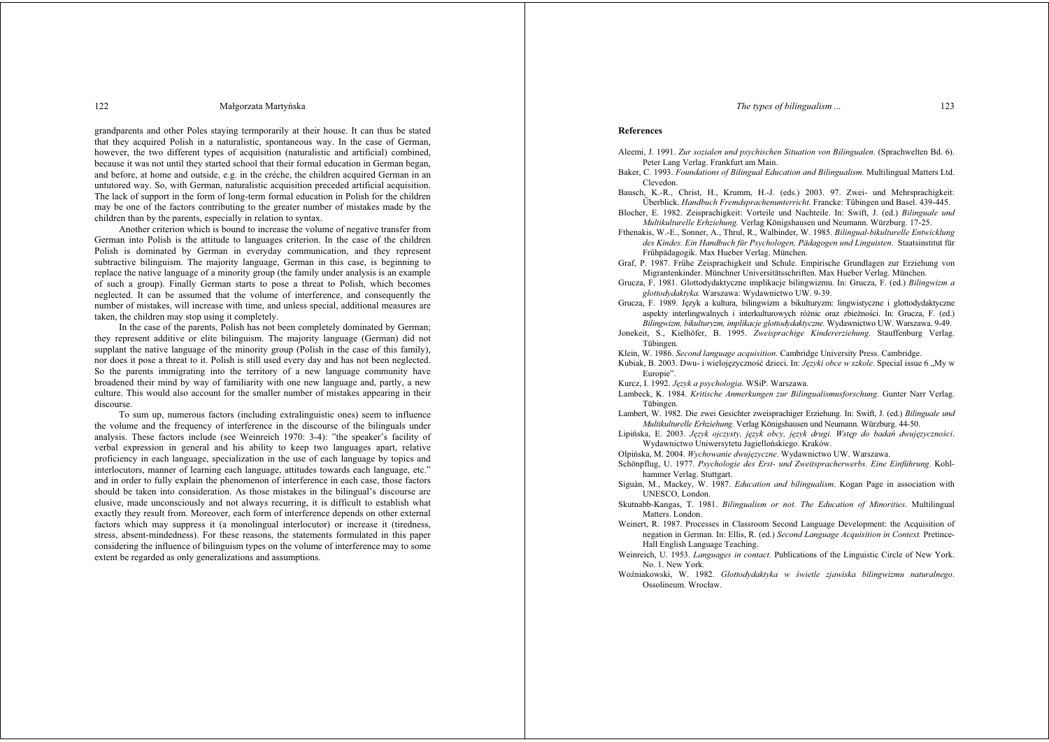grandparents and other Poles staying termporarily at their house. It can thus be stated that they acquired Polish in a naturalistic, spontaneous way. In the case of German, however, the two different types of acquisition (naturalistic and artificial) combined, because it was not until they started school that their formal education in German began, and before, at home and outside, e.g. in the créche, the children acquired German in an untutored way. So, with German, naturalistic acquisition preceded artificial acquisition. The lack of support in the form of long-term formal education in Polish for the children may be one of the factors contributing to the greater number of mistakes made by the children than by the parents, especially in relation to syntax.

Another criterion which is bound to increase the volume of negative transfer from German into Polish is the attitude to languages criterion. In the case of the children Polish is dominated by German in everyday communication, and they represent subtractive bilinguism. The majority language, German in this case, is beginning to replace the native language of a minority group (the family under analysis is an example of such a group). Finally German starts to pose a threat to Polish, which becomes neglected. It can be assumed that the volume of interference, and consequently the number of mistakes, will increase with time, and unless special, additional measures are taken, the children may stop using it completely.

In the case of the parents, Polish has not been completely dominated by German; they represent additive or elite bilinguism. The majority language (German) did not supplant the native language of the minority group (Polish in the case of this family), nor does it pose a threat to it. Polish is still used every day and has not been neglected. So the parents immigrating into the territory of a new language community have broadened their mind by way of familiarity with one new language and, partly, a new culture. This would also account for the smaller number of mistakes appearing in their discourse.

To sum up, numerous factors (including extralinguistic ones) seem to influence the volume and the frequency of interference in the discourse of the bilinguals under analysis. These factors include (see Weinreich 1970: 3-4): "the speaker's facility of verbal expression in general and his ability to keep two languages apart, relative proficiency in each language, specialization in the use of each language by topics and interlocutors, manner of learning each language, attitudes towards each language, etc." and in order to fully explain the phenomenon of interference in each case, those factors should be taken into consideration. As those mistakes in the bilingual's discourse are elusive, made unconsciously and not always recurring, it is difficult to establish what exactly they result from. Moreover, each form of interference depends on other external factors which may suppress it (a monolingual interlocutor) or increase it (tiredness, stress, absent-mindedness). For these reasons, the statements formulated in this paper considering the influence of bilinguism types on the volume of interference may to some extent be regarded as only generalizations and assumptions.

### References

Aleemi, J. 1991. *Zur sozialen und psychischen Situation von Bilingualen*. (Sprachwelten Bd. 6). Peter Lang Verlag. Frankfurt am Main.

Baker, C. 1993. *Foundations of Bilingual Education and Bilingualism*. Multilingual Matters Ltd. Clevedon.

Bausch, K.-R., Christ, H., Krumm, H.-J. (eds.) 2003. 97. Zwei- und Mehrsprachigkeit: Überblick. *Handbuch Fremdsprachenunterricht.* Francke: Tübingen und Basel. 439-445.

Blocher, E. 1982. Zeisprachigkeit: Vorteile und Nachteile. In: Swift, J. (ed.) *Bilinguale und Multikulturelle Erhziehung.* Verlag Königshausen und Neumann. Würzburg. 17-25.

Fthenakis, W.-E., Sonner, A., Thrul, R., Walbinder, W. 1985. *Bilingual-bikulturelle Entwicklung des Kindes. Ein Handbuch für Psychologen, Pädagogen und Linguisten*. Staatsinstitut für Frühpädagogik. Max Hueber Verlag. München.

Graf, P. 1987. Frühe Zeisprachigkeit und Schule. Empirische Grundlagen zur Erziehung von Migrantenkinder. Münchner Universitätsschriften. Max Hueber Verlag. München.

Grucza, F. 1981. Glottodydaktyczne implikacje bilingwizmu. In: Grucza, F. (ed.) *Bilingwizm a glottodydaktyka.* Warszawa: Wydawnictwo UW. 9-39.

Grucza, F. 1989. Język a kultura, bilingwizm a bikulturyzm: lingwistyczne i glottodydaktyczne aspekty interlingwalnych i interkulturowych różnic oraz zbieżności. In: Grucza, F. (ed.) *Bilingwizm, bikulturyzm, implikacje glottodydaktyczne.* Wydawnictwo UW. Warszawa. 9-49.

Jonekeit, S., Kielhöfer, B. 1995. *Zweisprachige Kindererziehung*. Stauffenburg Verlag. Tübingen.

Klein, W. 1986. *Second language acquisition.* Cambridge University Press. Cambridge.

Kubiak, B. 2003. Dwu- i wielojęzyczność dzieci. In: *Języki obce w szkole*. Special issue 6 „My w Europie".

Kurcz, I. 1992. *Język a psychologia*. WSiP. Warszawa.

Lambeck, K. 1984. *Kritische Anmerkungen zur Bilingualismusforschung*. Gunter Narr Verlag. Tübingen.

Lambert, W. 1982. Die zwei Gesichter zweisprachiger Erziehung. In: Swift, J. (ed.) *Bilinguale und Multikulturelle Erhziehung.* Verlag Königshausen und Neumann. Würzburg. 44-50.

Lipińska, E. 2003. *Język ojczysty, język obcy, język drugi. Wstęp do badań dwujęzyczności*. Wydawnictwo Uniwersytetu Jagiellońskiego. Kraków.

Olpińska, M. 2004. *Wychowanie dwujęzyczne*. Wydawnictwo UW. Warszawa.

Schönpflug, U. 1977. *Psychologie des Erst- und Zweitspracherwerbs. Eine Einführung*. Kohlhammer Verlag. Stuttgart.

Siguàn, M., Mackey, W. 1987. *Education and bilingualism*. Kogan Page in association with UNESCO, London.

Skutnabb-Kangas, T. 1981. *Bilingualism or not. The Education of Minorities*. Multilingual Matters. London.

Weinert, R. 1987. Processes in Classroom Second Language Development: the Acquisition of negation in German. In: Ellis, R. (ed.) *Second Language Acquisition in Context.* Pretince-Hall English Language Teaching.

Weinreich, U. 1953. *Languages in contact.* Publications of the Linguistic Circle of New York. No. 1. New York.

Woźniakowski, W. 1982. *Glottodydaktyka w świetle zjawiska bilingwizmu naturalnego*. Ossolineum. Wrocław.